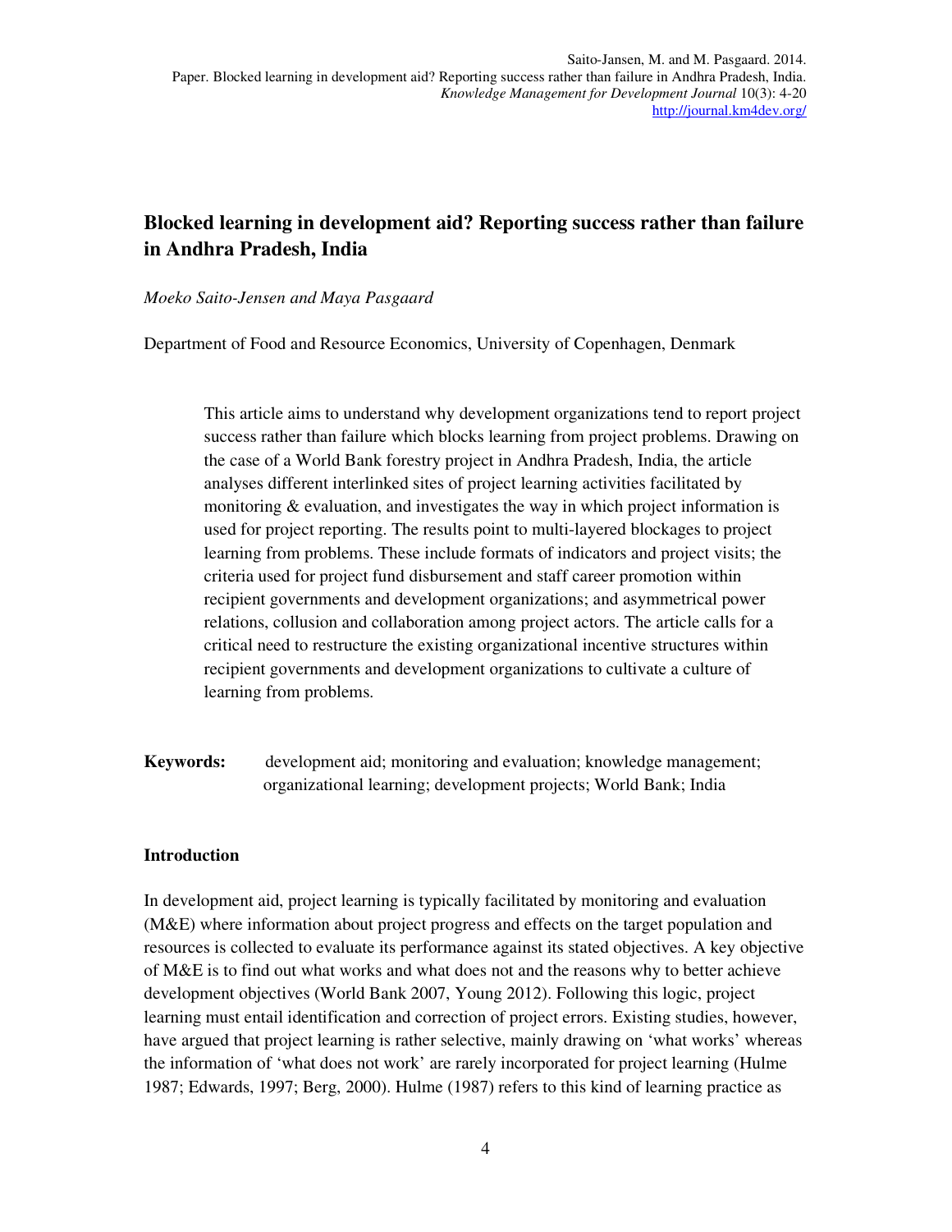# Blocked learning in development aid? Reporting success rather than failure in Andhra Pradesh, India

*Moeko Saito-Jensen and Maya Pasgaard*

Department of Food and Resource Economics, University of Copenhagen, Denmark

> This article aims to understand why development organizations tend to report project success rather than failure which blocks learning from project problems. Drawing on the case of a World Bank forestry project in Andhra Pradesh, India, the article analyses different interlinked sites of project learning activities facilitated by monitoring & evaluation, and investigates the way in which project information is used for project reporting. The results point to multi-layered blockages to project learning from problems. These include formats of indicators and project visits; the criteria used for project fund disbursement and staff career promotion within recipient governments and development organizations; and asymmetrical power relations, collusion and collaboration among project actors. The article calls for a critical need to restructure the existing organizational incentive structures within recipient governments and development organizations to cultivate a culture of learning from problems.

**Keywords:** development aid; monitoring and evaluation; knowledge management; organizational learning; development projects; World Bank; India

## Introduction

In development aid, project learning is typically facilitated by monitoring and evaluation (M&E) where information about project progress and effects on the target population and resources is collected to evaluate its performance against its stated objectives. A key objective of M&E is to find out what works and what does not and the reasons why to better achieve development objectives (World Bank 2007, Young 2012). Following this logic, project learning must entail identification and correction of project errors. Existing studies, however, have argued that project learning is rather selective, mainly drawing on 'what works' whereas the information of 'what does not work' are rarely incorporated for project learning (Hulme 1987; Edwards, 1997; Berg, 2000). Hulme (1987) refers to this kind of learning practice as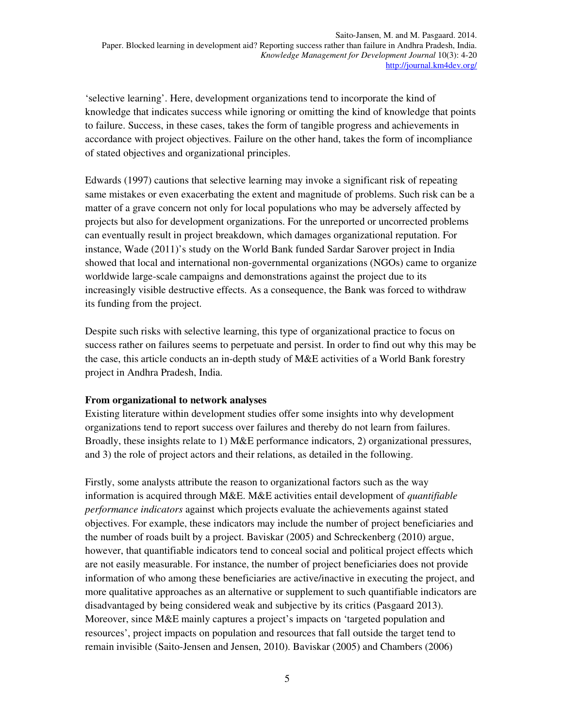'selective learning'. Here, development organizations tend to incorporate the kind of knowledge that indicates success while ignoring or omitting the kind of knowledge that points to failure. Success, in these cases, takes the form of tangible progress and achievements in accordance with project objectives. Failure on the other hand, takes the form of incompliance of stated objectives and organizational principles.

Edwards (1997) cautions that selective learning may invoke a significant risk of repeating same mistakes or even exacerbating the extent and magnitude of problems. Such risk can be a matter of a grave concern not only for local populations who may be adversely affected by projects but also for development organizations. For the unreported or uncorrected problems can eventually result in project breakdown, which damages organizational reputation. For instance, Wade (2011)'s study on the World Bank funded Sardar Sarover project in India showed that local and international non-governmental organizations (NGOs) came to organize worldwide large-scale campaigns and demonstrations against the project due to its increasingly visible destructive effects. As a consequence, the Bank was forced to withdraw its funding from the project.

Despite such risks with selective learning, this type of organizational practice to focus on success rather on failures seems to perpetuate and persist. In order to find out why this may be the case, this article conducts an in-depth study of M&E activities of a World Bank forestry project in Andhra Pradesh, India.

**From organizational to network analyses**

Existing literature within development studies offer some insights into why development organizations tend to report success over failures and thereby do not learn from failures. Broadly, these insights relate to 1) M&E performance indicators, 2) organizational pressures, and 3) the role of project actors and their relations, as detailed in the following.

Firstly, some analysts attribute the reason to organizational factors such as the way information is acquired through M&E. M&E activities entail development of *quantifiable performance indicators* against which projects evaluate the achievements against stated objectives. For example, these indicators may include the number of project beneficiaries and the number of roads built by a project. Baviskar (2005) and Schreckenberg (2010) argue, however, that quantifiable indicators tend to conceal social and political project effects which are not easily measurable. For instance, the number of project beneficiaries does not provide information of who among these beneficiaries are active/inactive in executing the project, and more qualitative approaches as an alternative or supplement to such quantifiable indicators are disadvantaged by being considered weak and subjective by its critics (Pasgaard 2013). Moreover, since M&E mainly captures a project's impacts on 'targeted population and resources', project impacts on population and resources that fall outside the target tend to remain invisible (Saito-Jensen and Jensen, 2010). Baviskar (2005) and Chambers (2006)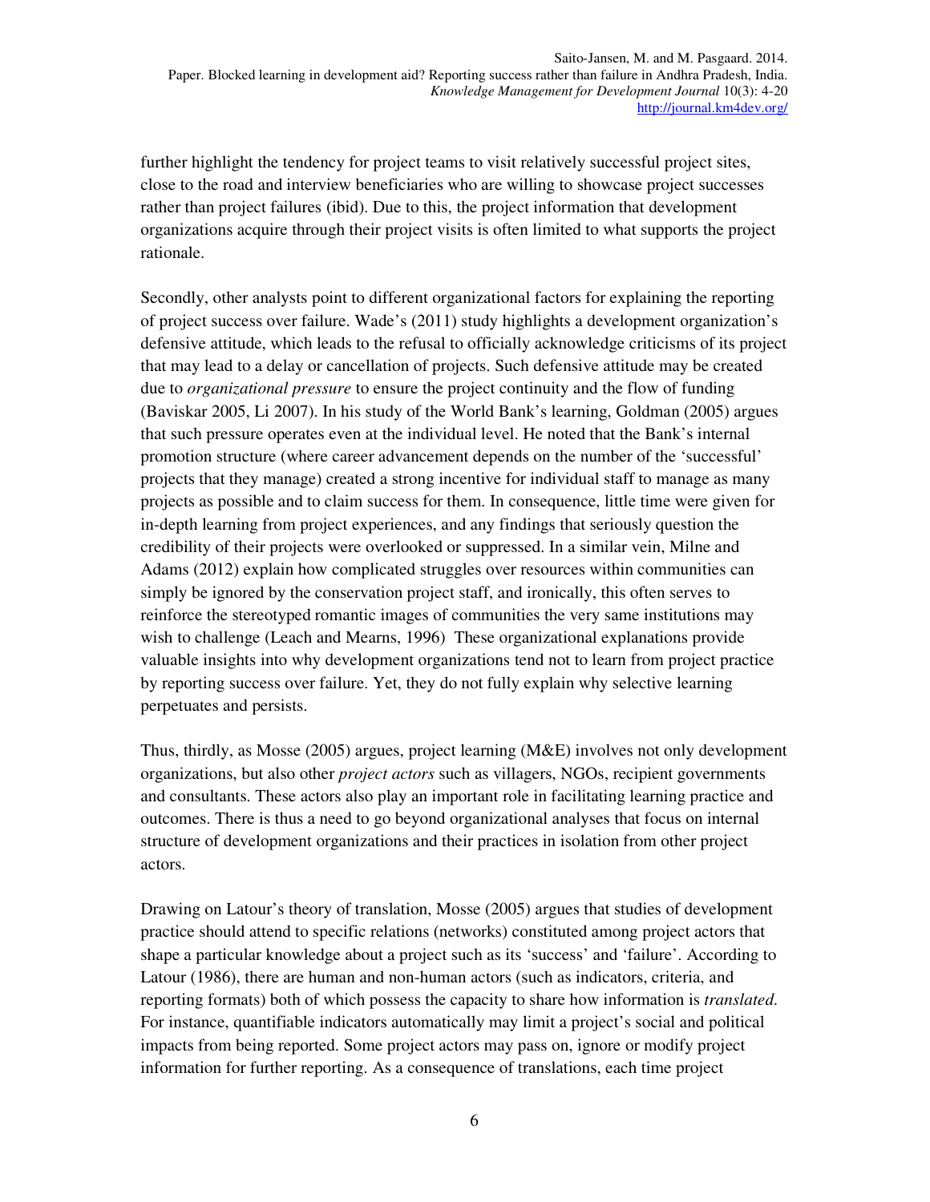further highlight the tendency for project teams to visit relatively successful project sites, close to the road and interview beneficiaries who are willing to showcase project successes rather than project failures (ibid). Due to this, the project information that development organizations acquire through their project visits is often limited to what supports the project rationale.

Secondly, other analysts point to different organizational factors for explaining the reporting of project success over failure. Wade's (2011) study highlights a development organization's defensive attitude, which leads to the refusal to officially acknowledge criticisms of its project that may lead to a delay or cancellation of projects. Such defensive attitude may be created due to *organizational pressure* to ensure the project continuity and the flow of funding (Baviskar 2005, Li 2007). In his study of the World Bank's learning, Goldman (2005) argues that such pressure operates even at the individual level. He noted that the Bank's internal promotion structure (where career advancement depends on the number of the 'successful' projects that they manage) created a strong incentive for individual staff to manage as many projects as possible and to claim success for them. In consequence, little time were given for in-depth learning from project experiences, and any findings that seriously question the credibility of their projects were overlooked or suppressed. In a similar vein, Milne and Adams (2012) explain how complicated struggles over resources within communities can simply be ignored by the conservation project staff, and ironically, this often serves to reinforce the stereotyped romantic images of communities the very same institutions may wish to challenge (Leach and Mearns, 1996) These organizational explanations provide valuable insights into why development organizations tend not to learn from project practice by reporting success over failure. Yet, they do not fully explain why selective learning perpetuates and persists.

Thus, thirdly, as Mosse (2005) argues, project learning (M&E) involves not only development organizations, but also other *project actors* such as villagers, NGOs, recipient governments and consultants. These actors also play an important role in facilitating learning practice and outcomes. There is thus a need to go beyond organizational analyses that focus on internal structure of development organizations and their practices in isolation from other project actors.

Drawing on Latour's theory of translation, Mosse (2005) argues that studies of development practice should attend to specific relations (networks) constituted among project actors that shape a particular knowledge about a project such as its 'success' and 'failure'. According to Latour (1986), there are human and non-human actors (such as indicators, criteria, and reporting formats) both of which possess the capacity to share how information is *translated*. For instance, quantifiable indicators automatically may limit a project's social and political impacts from being reported. Some project actors may pass on, ignore or modify project information for further reporting. As a consequence of translations, each time project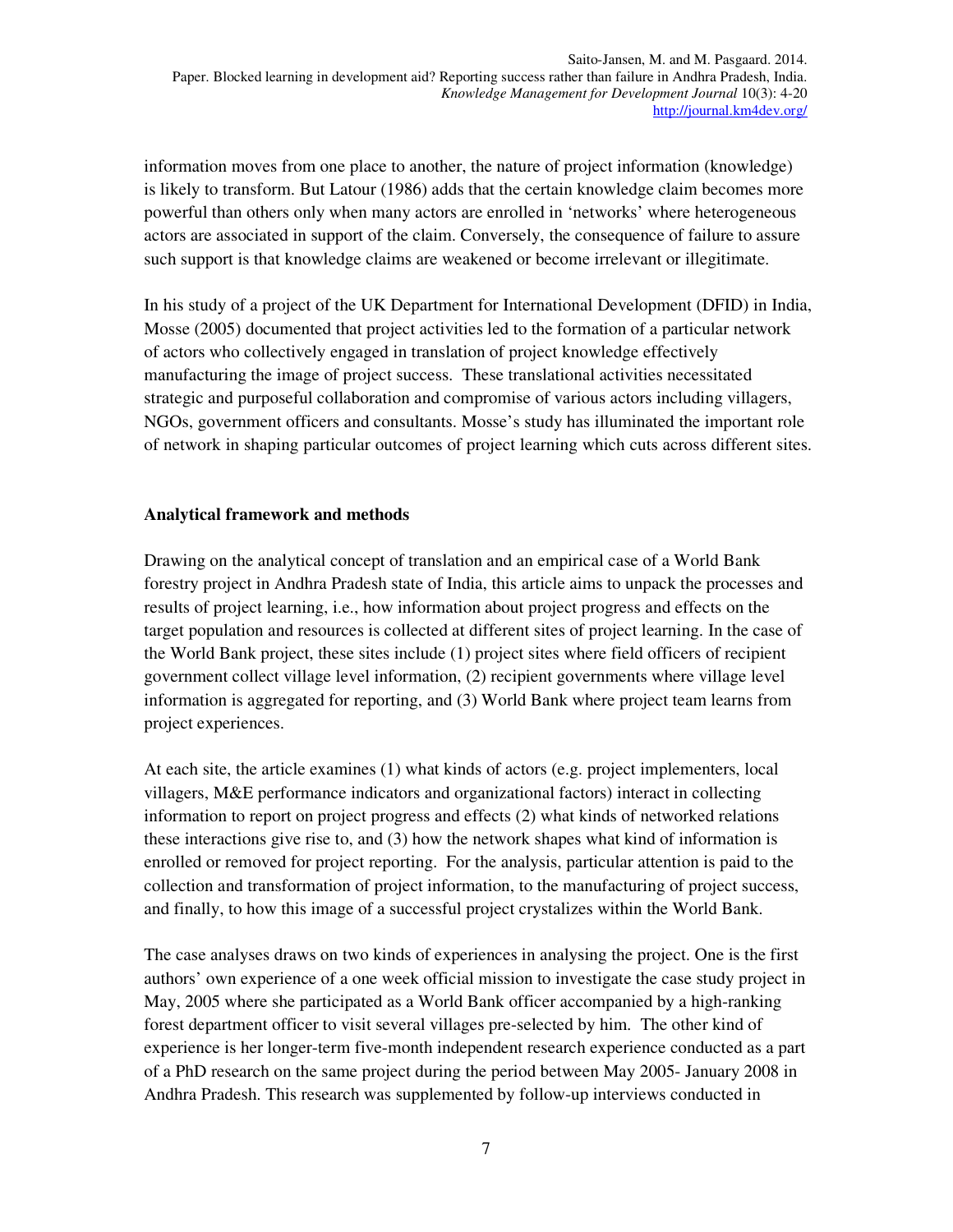information moves from one place to another, the nature of project information (knowledge) is likely to transform. But Latour (1986) adds that the certain knowledge claim becomes more powerful than others only when many actors are enrolled in 'networks' where heterogeneous actors are associated in support of the claim. Conversely, the consequence of failure to assure such support is that knowledge claims are weakened or become irrelevant or illegitimate.

In his study of a project of the UK Department for International Development (DFID) in India, Mosse (2005) documented that project activities led to the formation of a particular network of actors who collectively engaged in translation of project knowledge effectively manufacturing the image of project success. These translational activities necessitated strategic and purposeful collaboration and compromise of various actors including villagers, NGOs, government officers and consultants. Mosse's study has illuminated the important role of network in shaping particular outcomes of project learning which cuts across different sites.

## Analytical framework and methods

Drawing on the analytical concept of translation and an empirical case of a World Bank forestry project in Andhra Pradesh state of India, this article aims to unpack the processes and results of project learning, i.e., how information about project progress and effects on the target population and resources is collected at different sites of project learning. In the case of the World Bank project, these sites include (1) project sites where field officers of recipient government collect village level information, (2) recipient governments where village level information is aggregated for reporting, and (3) World Bank where project team learns from project experiences.

At each site, the article examines (1) what kinds of actors (e.g. project implementers, local villagers, M&E performance indicators and organizational factors) interact in collecting information to report on project progress and effects (2) what kinds of networked relations these interactions give rise to, and (3) how the network shapes what kind of information is enrolled or removed for project reporting. For the analysis, particular attention is paid to the collection and transformation of project information, to the manufacturing of project success, and finally, to how this image of a successful project crystalizes within the World Bank.

The case analyses draws on two kinds of experiences in analysing the project. One is the first authors' own experience of a one week official mission to investigate the case study project in May, 2005 where she participated as a World Bank officer accompanied by a high-ranking forest department officer to visit several villages pre-selected by him. The other kind of experience is her longer-term five-month independent research experience conducted as a part of a PhD research on the same project during the period between May 2005- January 2008 in Andhra Pradesh. This research was supplemented by follow-up interviews conducted in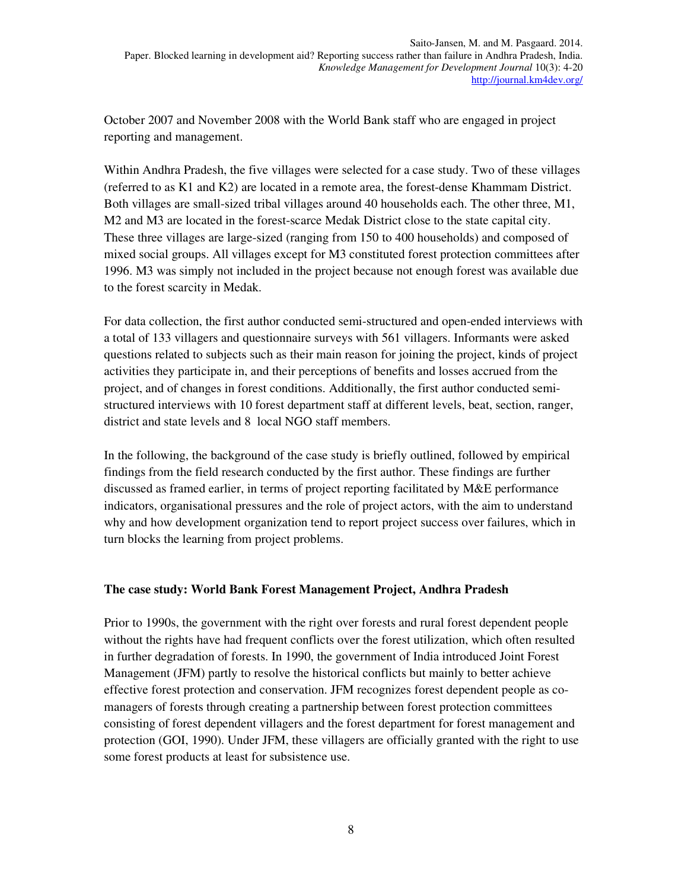October 2007 and November 2008 with the World Bank staff who are engaged in project reporting and management.

Within Andhra Pradesh, the five villages were selected for a case study. Two of these villages (referred to as K1 and K2) are located in a remote area, the forest-dense Khammam District. Both villages are small-sized tribal villages around 40 households each. The other three, M1, M2 and M3 are located in the forest-scarce Medak District close to the state capital city. These three villages are large-sized (ranging from 150 to 400 households) and composed of mixed social groups. All villages except for M3 constituted forest protection committees after 1996. M3 was simply not included in the project because not enough forest was available due to the forest scarcity in Medak.

For data collection, the first author conducted semi-structured and open-ended interviews with a total of 133 villagers and questionnaire surveys with 561 villagers. Informants were asked questions related to subjects such as their main reason for joining the project, kinds of project activities they participate in, and their perceptions of benefits and losses accrued from the project, and of changes in forest conditions. Additionally, the first author conducted semi-structured interviews with 10 forest department staff at different levels, beat, section, ranger, district and state levels and 8 local NGO staff members.

In the following, the background of the case study is briefly outlined, followed by empirical findings from the field research conducted by the first author. These findings are further discussed as framed earlier, in terms of project reporting facilitated by M&E performance indicators, organisational pressures and the role of project actors, with the aim to understand why and how development organization tend to report project success over failures, which in turn blocks the learning from project problems.

## The case study: World Bank Forest Management Project, Andhra Pradesh

Prior to 1990s, the government with the right over forests and rural forest dependent people without the rights have had frequent conflicts over the forest utilization, which often resulted in further degradation of forests. In 1990, the government of India introduced Joint Forest Management (JFM) partly to resolve the historical conflicts but mainly to better achieve effective forest protection and conservation. JFM recognizes forest dependent people as co-managers of forests through creating a partnership between forest protection committees consisting of forest dependent villagers and the forest department for forest management and protection (GOI, 1990). Under JFM, these villagers are officially granted with the right to use some forest products at least for subsistence use.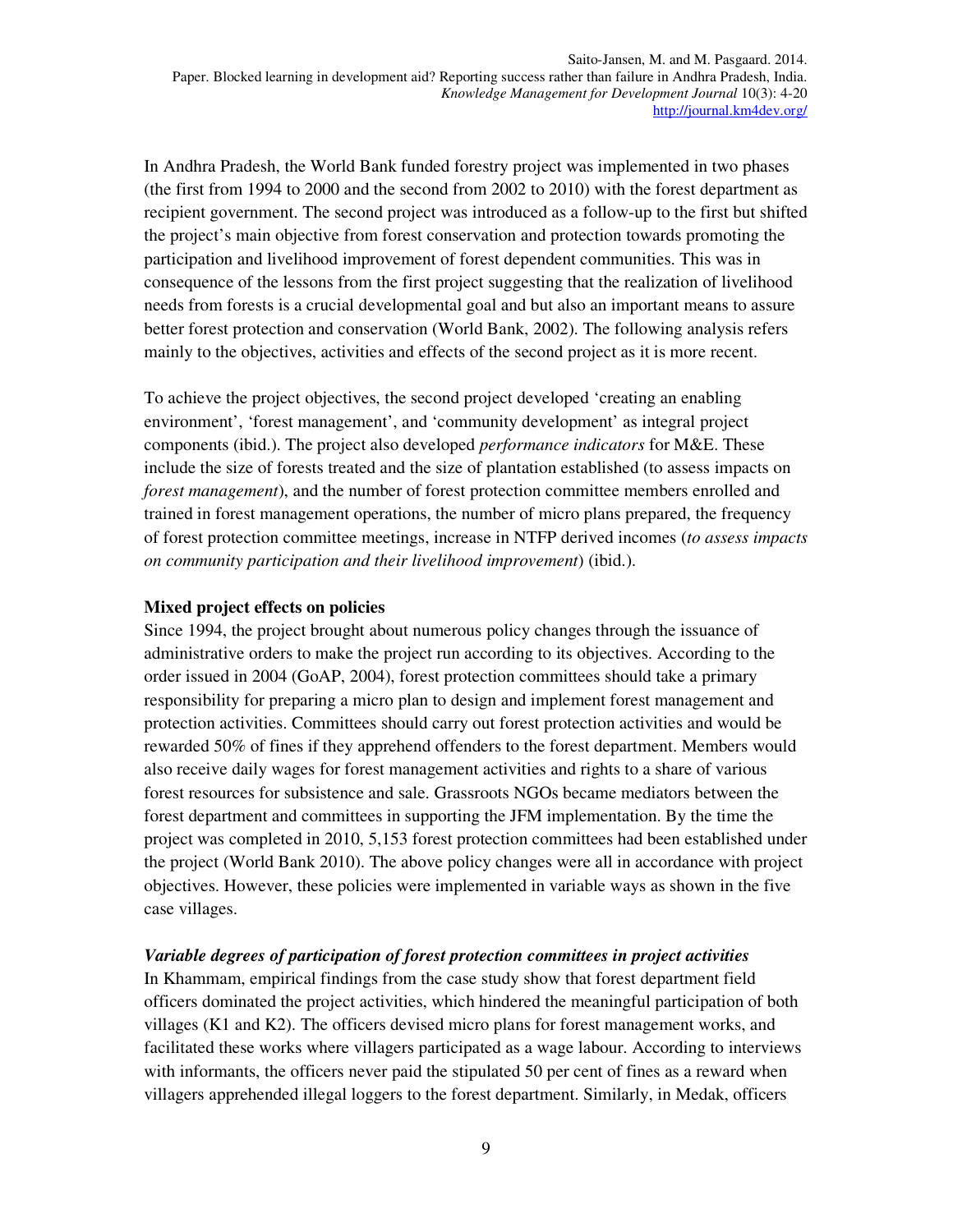In Andhra Pradesh, the World Bank funded forestry project was implemented in two phases (the first from 1994 to 2000 and the second from 2002 to 2010) with the forest department as recipient government. The second project was introduced as a follow-up to the first but shifted the project's main objective from forest conservation and protection towards promoting the participation and livelihood improvement of forest dependent communities. This was in consequence of the lessons from the first project suggesting that the realization of livelihood needs from forests is a crucial developmental goal and but also an important means to assure better forest protection and conservation (World Bank, 2002). The following analysis refers mainly to the objectives, activities and effects of the second project as it is more recent.

To achieve the project objectives, the second project developed 'creating an enabling environment', 'forest management', and 'community development' as integral project components (ibid.). The project also developed *performance indicators* for M&E. These include the size of forests treated and the size of plantation established (to assess impacts on *forest management*), and the number of forest protection committee members enrolled and trained in forest management operations, the number of micro plans prepared, the frequency of forest protection committee meetings, increase in NTFP derived incomes (*to assess impacts on community participation and their livelihood improvement*) (ibid.).

**Mixed project effects on policies**

Since 1994, the project brought about numerous policy changes through the issuance of administrative orders to make the project run according to its objectives. According to the order issued in 2004 (GoAP, 2004), forest protection committees should take a primary responsibility for preparing a micro plan to design and implement forest management and protection activities. Committees should carry out forest protection activities and would be rewarded 50% of fines if they apprehend offenders to the forest department. Members would also receive daily wages for forest management activities and rights to a share of various forest resources for subsistence and sale. Grassroots NGOs became mediators between the forest department and committees in supporting the JFM implementation. By the time the project was completed in 2010, 5,153 forest protection committees had been established under the project (World Bank 2010). The above policy changes were all in accordance with project objectives. However, these policies were implemented in variable ways as shown in the five case villages.

***Variable degrees of participation of forest protection committees in project activities***

In Khammam, empirical findings from the case study show that forest department field officers dominated the project activities, which hindered the meaningful participation of both villages (K1 and K2). The officers devised micro plans for forest management works, and facilitated these works where villagers participated as a wage labour. According to interviews with informants, the officers never paid the stipulated 50 per cent of fines as a reward when villagers apprehended illegal loggers to the forest department. Similarly, in Medak, officers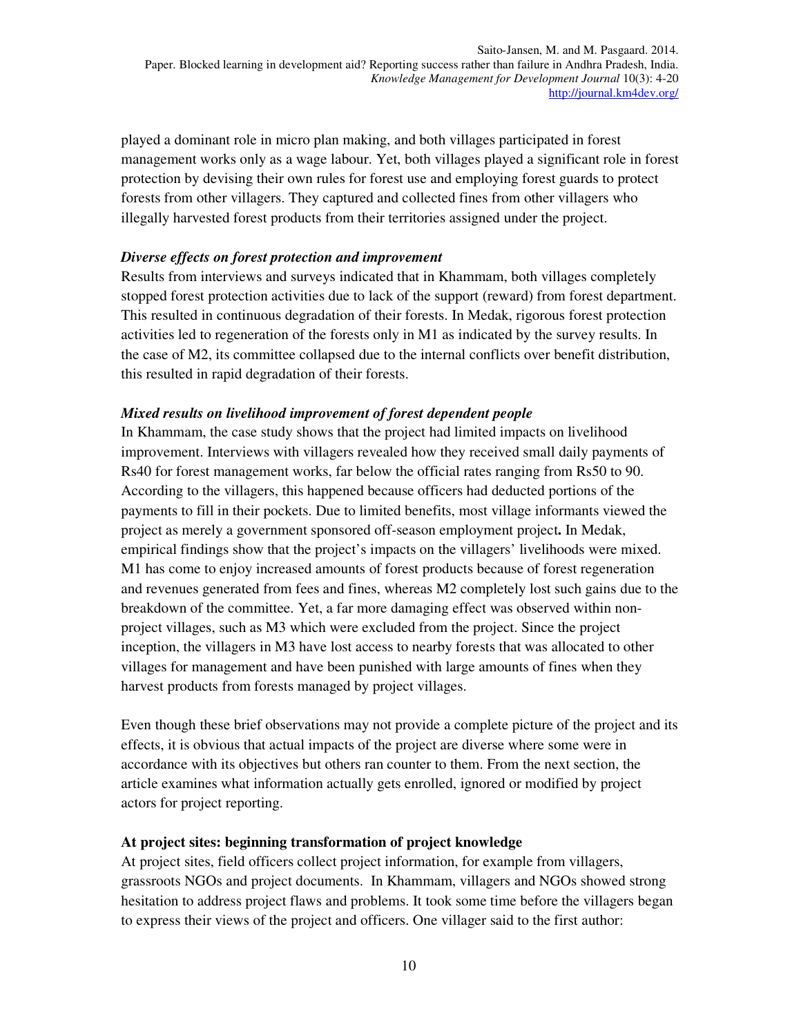played a dominant role in micro plan making, and both villages participated in forest management works only as a wage labour. Yet, both villages played a significant role in forest protection by devising their own rules for forest use and employing forest guards to protect forests from other villagers. They captured and collected fines from other villagers who illegally harvested forest products from their territories assigned under the project.

***Diverse effects on forest protection and improvement***

Results from interviews and surveys indicated that in Khammam, both villages completely stopped forest protection activities due to lack of the support (reward) from forest department. This resulted in continuous degradation of their forests. In Medak, rigorous forest protection activities led to regeneration of the forests only in M1 as indicated by the survey results. In the case of M2, its committee collapsed due to the internal conflicts over benefit distribution, this resulted in rapid degradation of their forests.

***Mixed results on livelihood improvement of forest dependent people***

In Khammam, the case study shows that the project had limited impacts on livelihood improvement. Interviews with villagers revealed how they received small daily payments of Rs40 for forest management works, far below the official rates ranging from Rs50 to 90. According to the villagers, this happened because officers had deducted portions of the payments to fill in their pockets. Due to limited benefits, most village informants viewed the project as merely a government sponsored off-season employment project**.** In Medak, empirical findings show that the project's impacts on the villagers' livelihoods were mixed. M1 has come to enjoy increased amounts of forest products because of forest regeneration and revenues generated from fees and fines, whereas M2 completely lost such gains due to the breakdown of the committee. Yet, a far more damaging effect was observed within non-project villages, such as M3 which were excluded from the project. Since the project inception, the villagers in M3 have lost access to nearby forests that was allocated to other villages for management and have been punished with large amounts of fines when they harvest products from forests managed by project villages.

Even though these brief observations may not provide a complete picture of the project and its effects, it is obvious that actual impacts of the project are diverse where some were in accordance with its objectives but others ran counter to them. From the next section, the article examines what information actually gets enrolled, ignored or modified by project actors for project reporting.

**At project sites: beginning transformation of project knowledge**

At project sites, field officers collect project information, for example from villagers, grassroots NGOs and project documents. In Khammam, villagers and NGOs showed strong hesitation to address project flaws and problems. It took some time before the villagers began to express their views of the project and officers. One villager said to the first author: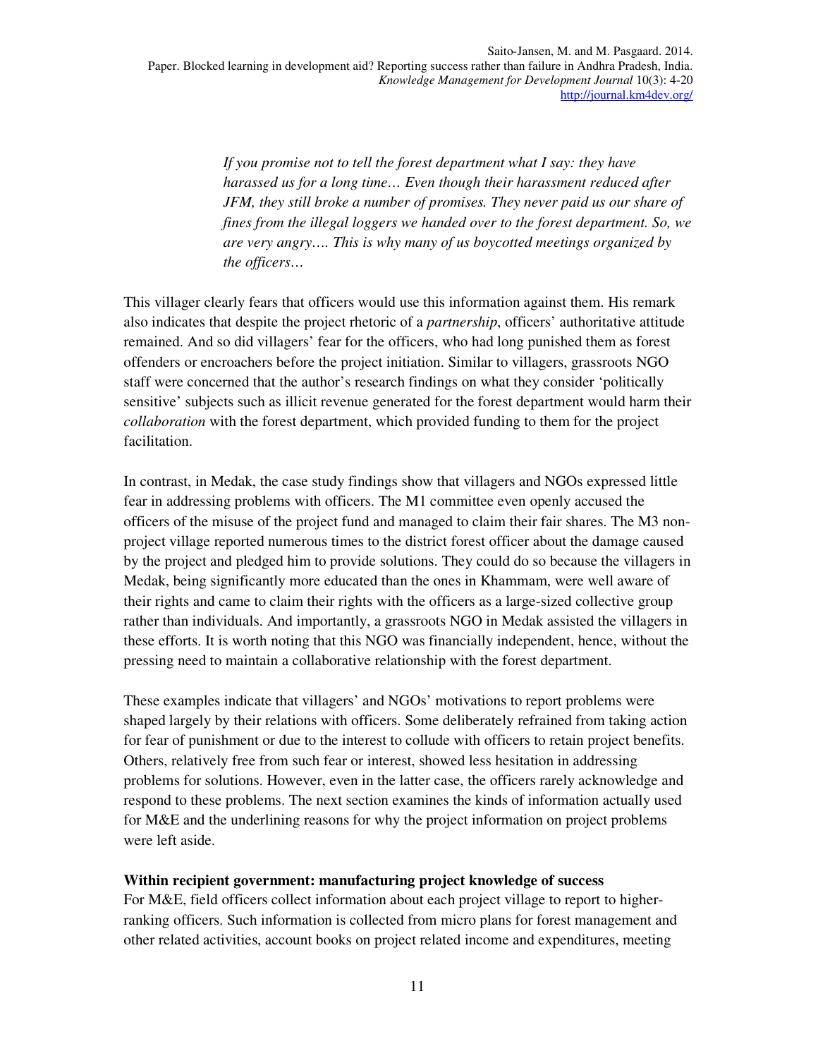> *If you promise not to tell the forest department what I say: they have harassed us for a long time… Even though their harassment reduced after JFM, they still broke a number of promises. They never paid us our share of fines from the illegal loggers we handed over to the forest department. So, we are very angry…. This is why many of us boycotted meetings organized by the officers…*

This villager clearly fears that officers would use this information against them. His remark also indicates that despite the project rhetoric of a *partnership*, officers' authoritative attitude remained. And so did villagers' fear for the officers, who had long punished them as forest offenders or encroachers before the project initiation. Similar to villagers, grassroots NGO staff were concerned that the author's research findings on what they consider 'politically sensitive' subjects such as illicit revenue generated for the forest department would harm their *collaboration* with the forest department, which provided funding to them for the project facilitation.

In contrast, in Medak, the case study findings show that villagers and NGOs expressed little fear in addressing problems with officers. The M1 committee even openly accused the officers of the misuse of the project fund and managed to claim their fair shares. The M3 non-project village reported numerous times to the district forest officer about the damage caused by the project and pledged him to provide solutions. They could do so because the villagers in Medak, being significantly more educated than the ones in Khammam, were well aware of their rights and came to claim their rights with the officers as a large-sized collective group rather than individuals. And importantly, a grassroots NGO in Medak assisted the villagers in these efforts. It is worth noting that this NGO was financially independent, hence, without the pressing need to maintain a collaborative relationship with the forest department.

These examples indicate that villagers' and NGOs' motivations to report problems were shaped largely by their relations with officers. Some deliberately refrained from taking action for fear of punishment or due to the interest to collude with officers to retain project benefits. Others, relatively free from such fear or interest, showed less hesitation in addressing problems for solutions. However, even in the latter case, the officers rarely acknowledge and respond to these problems. The next section examines the kinds of information actually used for M&E and the underlining reasons for why the project information on project problems were left aside.

**Within recipient government: manufacturing project knowledge of success**

For M&E, field officers collect information about each project village to report to higher-ranking officers. Such information is collected from micro plans for forest management and other related activities, account books on project related income and expenditures, meeting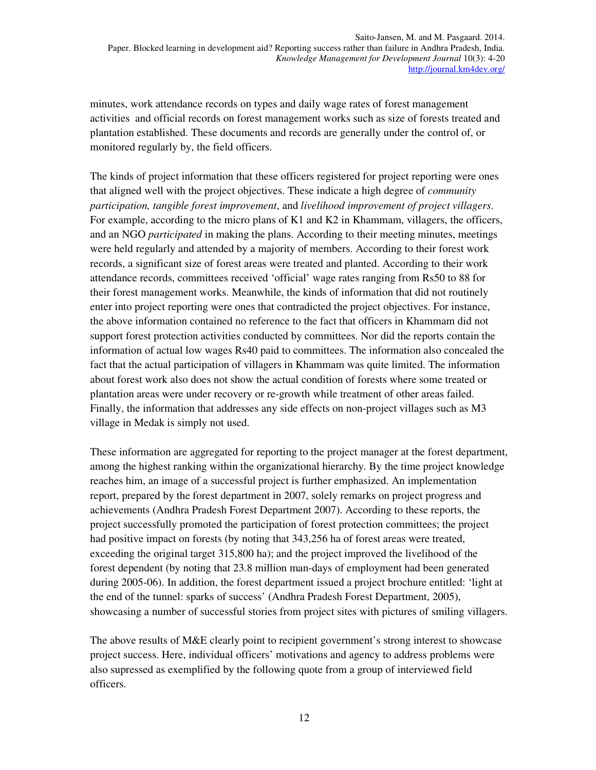minutes, work attendance records on types and daily wage rates of forest management activities and official records on forest management works such as size of forests treated and plantation established. These documents and records are generally under the control of, or monitored regularly by, the field officers.

The kinds of project information that these officers registered for project reporting were ones that aligned well with the project objectives. These indicate a high degree of *community participation, tangible forest improvement*, and *livelihood improvement of project villagers*. For example, according to the micro plans of K1 and K2 in Khammam, villagers, the officers, and an NGO *participated* in making the plans. According to their meeting minutes, meetings were held regularly and attended by a majority of members. According to their forest work records, a significant size of forest areas were treated and planted. According to their work attendance records, committees received 'official' wage rates ranging from Rs50 to 88 for their forest management works. Meanwhile, the kinds of information that did not routinely enter into project reporting were ones that contradicted the project objectives. For instance, the above information contained no reference to the fact that officers in Khammam did not support forest protection activities conducted by committees. Nor did the reports contain the information of actual low wages Rs40 paid to committees. The information also concealed the fact that the actual participation of villagers in Khammam was quite limited. The information about forest work also does not show the actual condition of forests where some treated or plantation areas were under recovery or re-growth while treatment of other areas failed. Finally, the information that addresses any side effects on non-project villages such as M3 village in Medak is simply not used.

These information are aggregated for reporting to the project manager at the forest department, among the highest ranking within the organizational hierarchy. By the time project knowledge reaches him, an image of a successful project is further emphasized. An implementation report, prepared by the forest department in 2007, solely remarks on project progress and achievements (Andhra Pradesh Forest Department 2007). According to these reports, the project successfully promoted the participation of forest protection committees; the project had positive impact on forests (by noting that 343,256 ha of forest areas were treated, exceeding the original target 315,800 ha); and the project improved the livelihood of the forest dependent (by noting that 23.8 million man-days of employment had been generated during 2005-06). In addition, the forest department issued a project brochure entitled: 'light at the end of the tunnel: sparks of success' (Andhra Pradesh Forest Department, 2005), showcasing a number of successful stories from project sites with pictures of smiling villagers.

The above results of M&E clearly point to recipient government's strong interest to showcase project success. Here, individual officers' motivations and agency to address problems were also supressed as exemplified by the following quote from a group of interviewed field officers.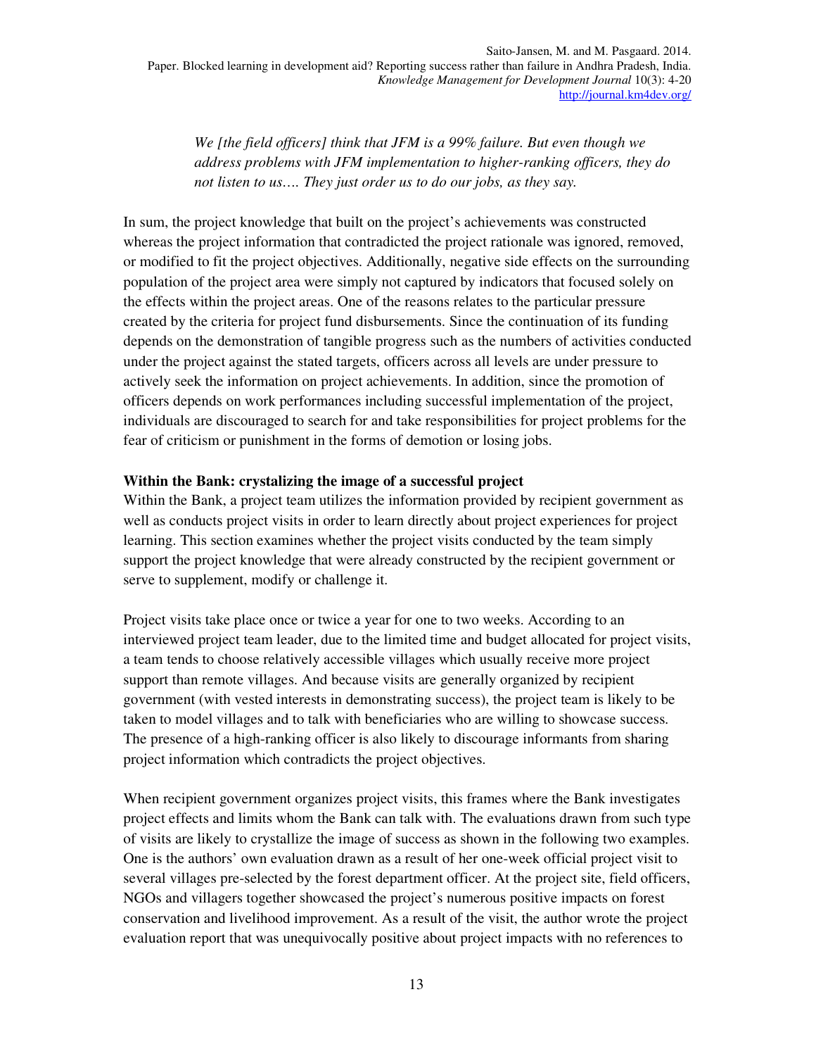*We [the field officers] think that JFM is a 99% failure. But even though we address problems with JFM implementation to higher-ranking officers, they do not listen to us…. They just order us to do our jobs, as they say.*

In sum, the project knowledge that built on the project's achievements was constructed whereas the project information that contradicted the project rationale was ignored, removed, or modified to fit the project objectives. Additionally, negative side effects on the surrounding population of the project area were simply not captured by indicators that focused solely on the effects within the project areas. One of the reasons relates to the particular pressure created by the criteria for project fund disbursements. Since the continuation of its funding depends on the demonstration of tangible progress such as the numbers of activities conducted under the project against the stated targets, officers across all levels are under pressure to actively seek the information on project achievements. In addition, since the promotion of officers depends on work performances including successful implementation of the project, individuals are discouraged to search for and take responsibilities for project problems for the fear of criticism or punishment in the forms of demotion or losing jobs.

**Within the Bank: crystalizing the image of a successful project**

Within the Bank, a project team utilizes the information provided by recipient government as well as conducts project visits in order to learn directly about project experiences for project learning. This section examines whether the project visits conducted by the team simply support the project knowledge that were already constructed by the recipient government or serve to supplement, modify or challenge it.

Project visits take place once or twice a year for one to two weeks. According to an interviewed project team leader, due to the limited time and budget allocated for project visits, a team tends to choose relatively accessible villages which usually receive more project support than remote villages. And because visits are generally organized by recipient government (with vested interests in demonstrating success), the project team is likely to be taken to model villages and to talk with beneficiaries who are willing to showcase success. The presence of a high-ranking officer is also likely to discourage informants from sharing project information which contradicts the project objectives.

When recipient government organizes project visits, this frames where the Bank investigates project effects and limits whom the Bank can talk with. The evaluations drawn from such type of visits are likely to crystallize the image of success as shown in the following two examples. One is the authors' own evaluation drawn as a result of her one-week official project visit to several villages pre-selected by the forest department officer. At the project site, field officers, NGOs and villagers together showcased the project's numerous positive impacts on forest conservation and livelihood improvement. As a result of the visit, the author wrote the project evaluation report that was unequivocally positive about project impacts with no references to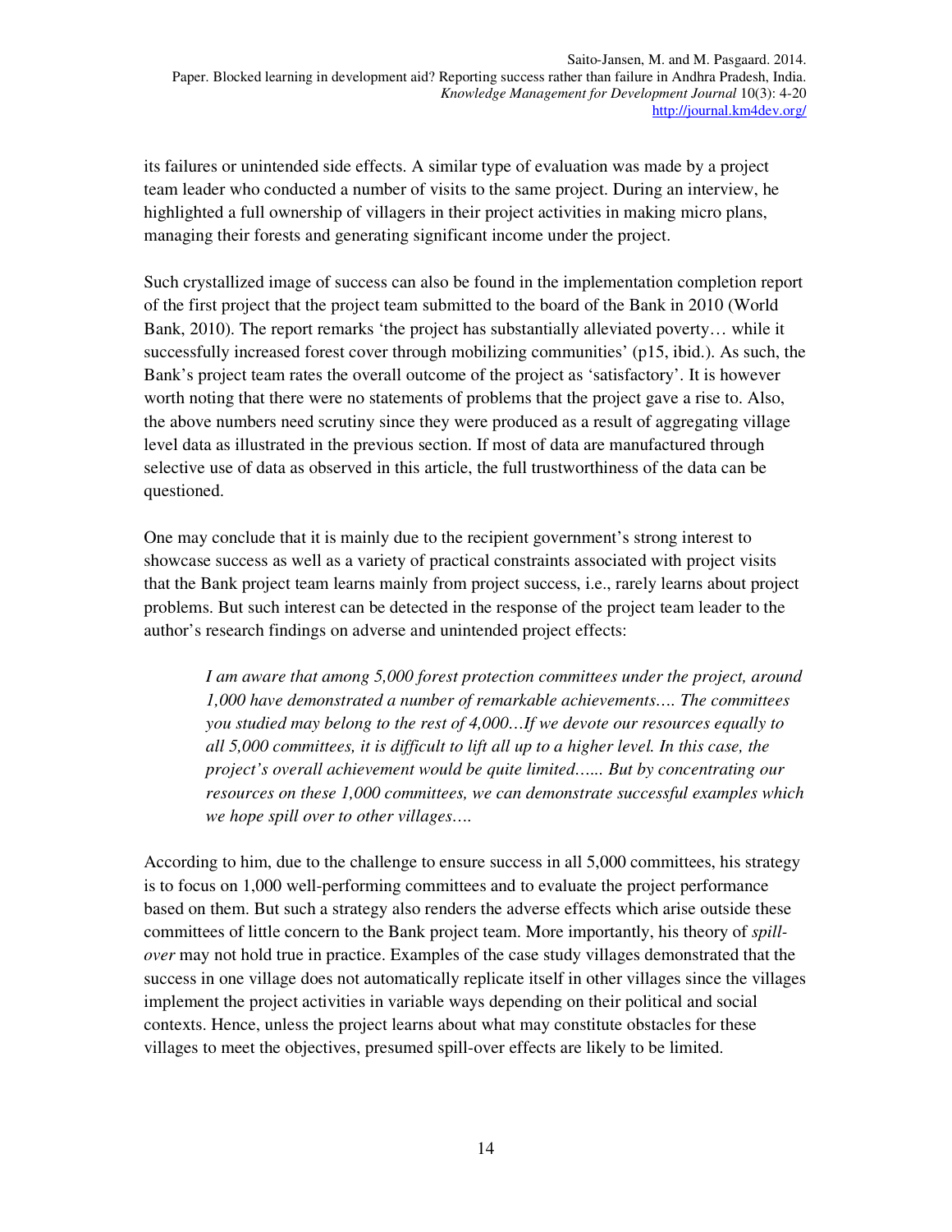its failures or unintended side effects. A similar type of evaluation was made by a project team leader who conducted a number of visits to the same project. During an interview, he highlighted a full ownership of villagers in their project activities in making micro plans, managing their forests and generating significant income under the project.

Such crystallized image of success can also be found in the implementation completion report of the first project that the project team submitted to the board of the Bank in 2010 (World Bank, 2010). The report remarks 'the project has substantially alleviated poverty… while it successfully increased forest cover through mobilizing communities' (p15, ibid.). As such, the Bank's project team rates the overall outcome of the project as 'satisfactory'. It is however worth noting that there were no statements of problems that the project gave a rise to. Also, the above numbers need scrutiny since they were produced as a result of aggregating village level data as illustrated in the previous section. If most of data are manufactured through selective use of data as observed in this article, the full trustworthiness of the data can be questioned.

One may conclude that it is mainly due to the recipient government's strong interest to showcase success as well as a variety of practical constraints associated with project visits that the Bank project team learns mainly from project success, i.e., rarely learns about project problems. But such interest can be detected in the response of the project team leader to the author's research findings on adverse and unintended project effects:

> *I am aware that among 5,000 forest protection committees under the project, around 1,000 have demonstrated a number of remarkable achievements…. The committees you studied may belong to the rest of 4,000…If we devote our resources equally to all 5,000 committees, it is difficult to lift all up to a higher level. In this case, the project's overall achievement would be quite limited…... But by concentrating our resources on these 1,000 committees, we can demonstrate successful examples which we hope spill over to other villages….*

According to him, due to the challenge to ensure success in all 5,000 committees, his strategy is to focus on 1,000 well-performing committees and to evaluate the project performance based on them. But such a strategy also renders the adverse effects which arise outside these committees of little concern to the Bank project team. More importantly, his theory of *spill-over* may not hold true in practice. Examples of the case study villages demonstrated that the success in one village does not automatically replicate itself in other villages since the villages implement the project activities in variable ways depending on their political and social contexts. Hence, unless the project learns about what may constitute obstacles for these villages to meet the objectives, presumed spill-over effects are likely to be limited.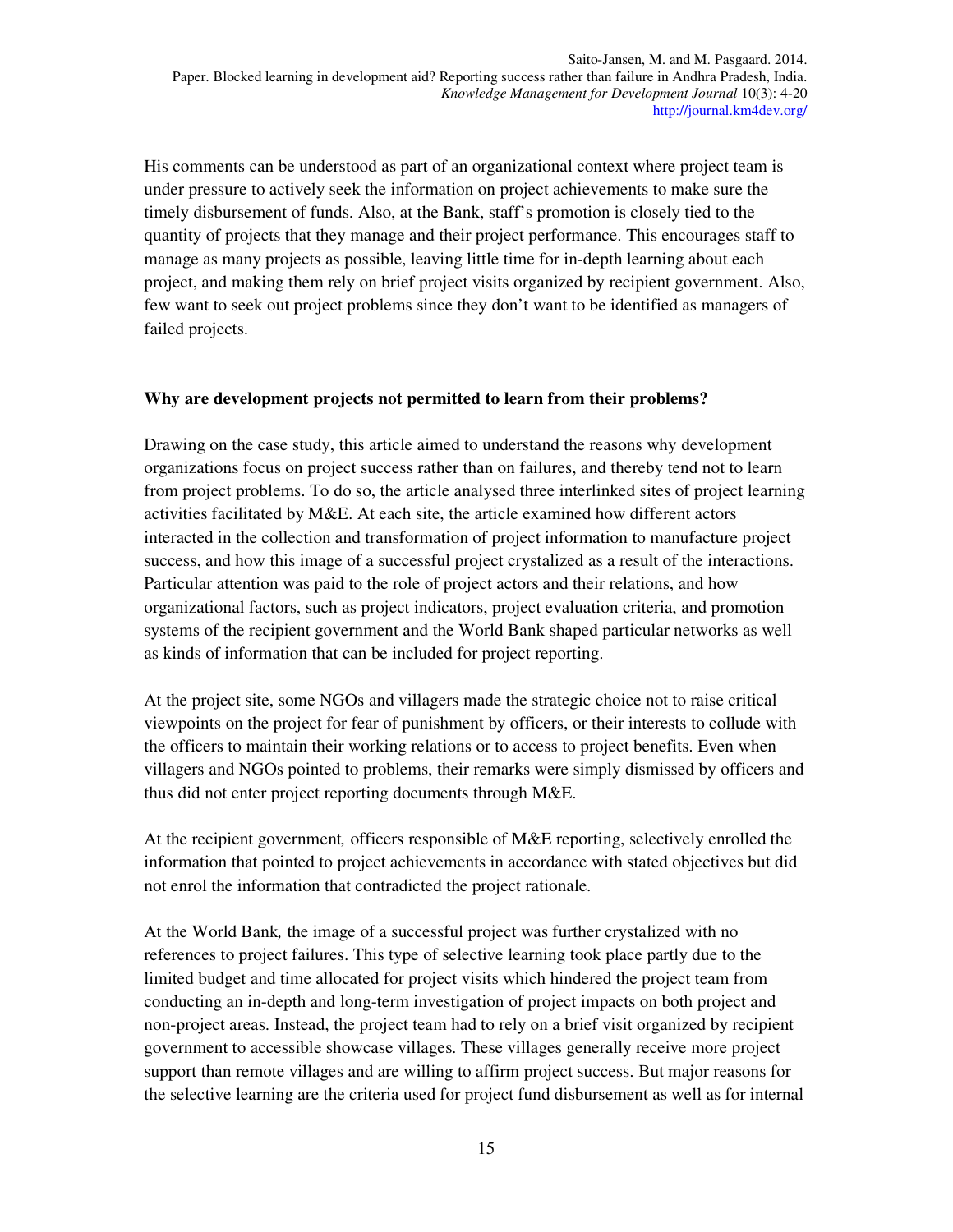His comments can be understood as part of an organizational context where project team is under pressure to actively seek the information on project achievements to make sure the timely disbursement of funds. Also, at the Bank, staff's promotion is closely tied to the quantity of projects that they manage and their project performance. This encourages staff to manage as many projects as possible, leaving little time for in-depth learning about each project, and making them rely on brief project visits organized by recipient government. Also, few want to seek out project problems since they don't want to be identified as managers of failed projects.

## Why are development projects not permitted to learn from their problems?

Drawing on the case study, this article aimed to understand the reasons why development organizations focus on project success rather than on failures, and thereby tend not to learn from project problems. To do so, the article analysed three interlinked sites of project learning activities facilitated by M&E. At each site, the article examined how different actors interacted in the collection and transformation of project information to manufacture project success, and how this image of a successful project crystalized as a result of the interactions. Particular attention was paid to the role of project actors and their relations, and how organizational factors, such as project indicators, project evaluation criteria, and promotion systems of the recipient government and the World Bank shaped particular networks as well as kinds of information that can be included for project reporting.

At the project site, some NGOs and villagers made the strategic choice not to raise critical viewpoints on the project for fear of punishment by officers, or their interests to collude with the officers to maintain their working relations or to access to project benefits. Even when villagers and NGOs pointed to problems, their remarks were simply dismissed by officers and thus did not enter project reporting documents through M&E.

At the recipient government*,* officers responsible of M&E reporting, selectively enrolled the information that pointed to project achievements in accordance with stated objectives but did not enrol the information that contradicted the project rationale.

At the World Bank*,* the image of a successful project was further crystalized with no references to project failures. This type of selective learning took place partly due to the limited budget and time allocated for project visits which hindered the project team from conducting an in-depth and long-term investigation of project impacts on both project and non-project areas. Instead, the project team had to rely on a brief visit organized by recipient government to accessible showcase villages. These villages generally receive more project support than remote villages and are willing to affirm project success. But major reasons for the selective learning are the criteria used for project fund disbursement as well as for internal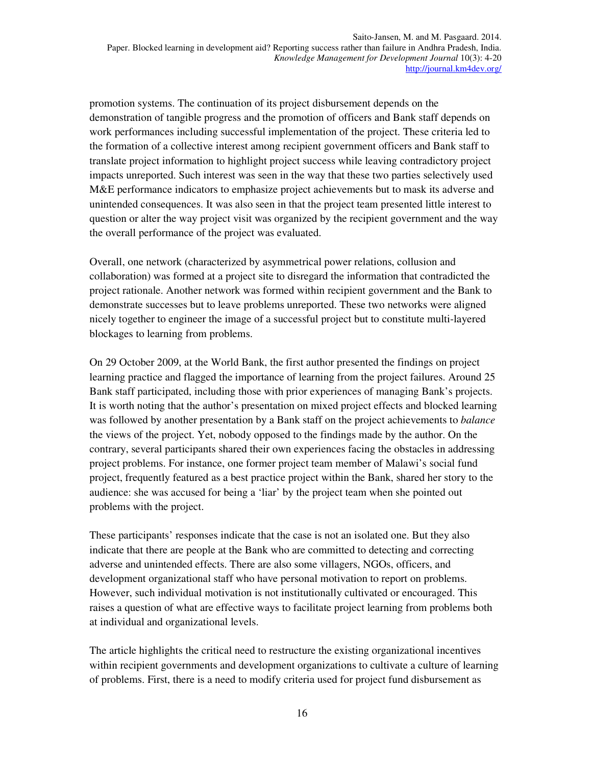promotion systems. The continuation of its project disbursement depends on the demonstration of tangible progress and the promotion of officers and Bank staff depends on work performances including successful implementation of the project. These criteria led to the formation of a collective interest among recipient government officers and Bank staff to translate project information to highlight project success while leaving contradictory project impacts unreported. Such interest was seen in the way that these two parties selectively used M&E performance indicators to emphasize project achievements but to mask its adverse and unintended consequences. It was also seen in that the project team presented little interest to question or alter the way project visit was organized by the recipient government and the way the overall performance of the project was evaluated.

Overall, one network (characterized by asymmetrical power relations, collusion and collaboration) was formed at a project site to disregard the information that contradicted the project rationale. Another network was formed within recipient government and the Bank to demonstrate successes but to leave problems unreported. These two networks were aligned nicely together to engineer the image of a successful project but to constitute multi-layered blockages to learning from problems.

On 29 October 2009, at the World Bank, the first author presented the findings on project learning practice and flagged the importance of learning from the project failures. Around 25 Bank staff participated, including those with prior experiences of managing Bank's projects. It is worth noting that the author's presentation on mixed project effects and blocked learning was followed by another presentation by a Bank staff on the project achievements to *balance* the views of the project. Yet, nobody opposed to the findings made by the author. On the contrary, several participants shared their own experiences facing the obstacles in addressing project problems. For instance, one former project team member of Malawi's social fund project, frequently featured as a best practice project within the Bank, shared her story to the audience: she was accused for being a 'liar' by the project team when she pointed out problems with the project.

These participants' responses indicate that the case is not an isolated one. But they also indicate that there are people at the Bank who are committed to detecting and correcting adverse and unintended effects. There are also some villagers, NGOs, officers, and development organizational staff who have personal motivation to report on problems. However, such individual motivation is not institutionally cultivated or encouraged. This raises a question of what are effective ways to facilitate project learning from problems both at individual and organizational levels.

The article highlights the critical need to restructure the existing organizational incentives within recipient governments and development organizations to cultivate a culture of learning of problems. First, there is a need to modify criteria used for project fund disbursement as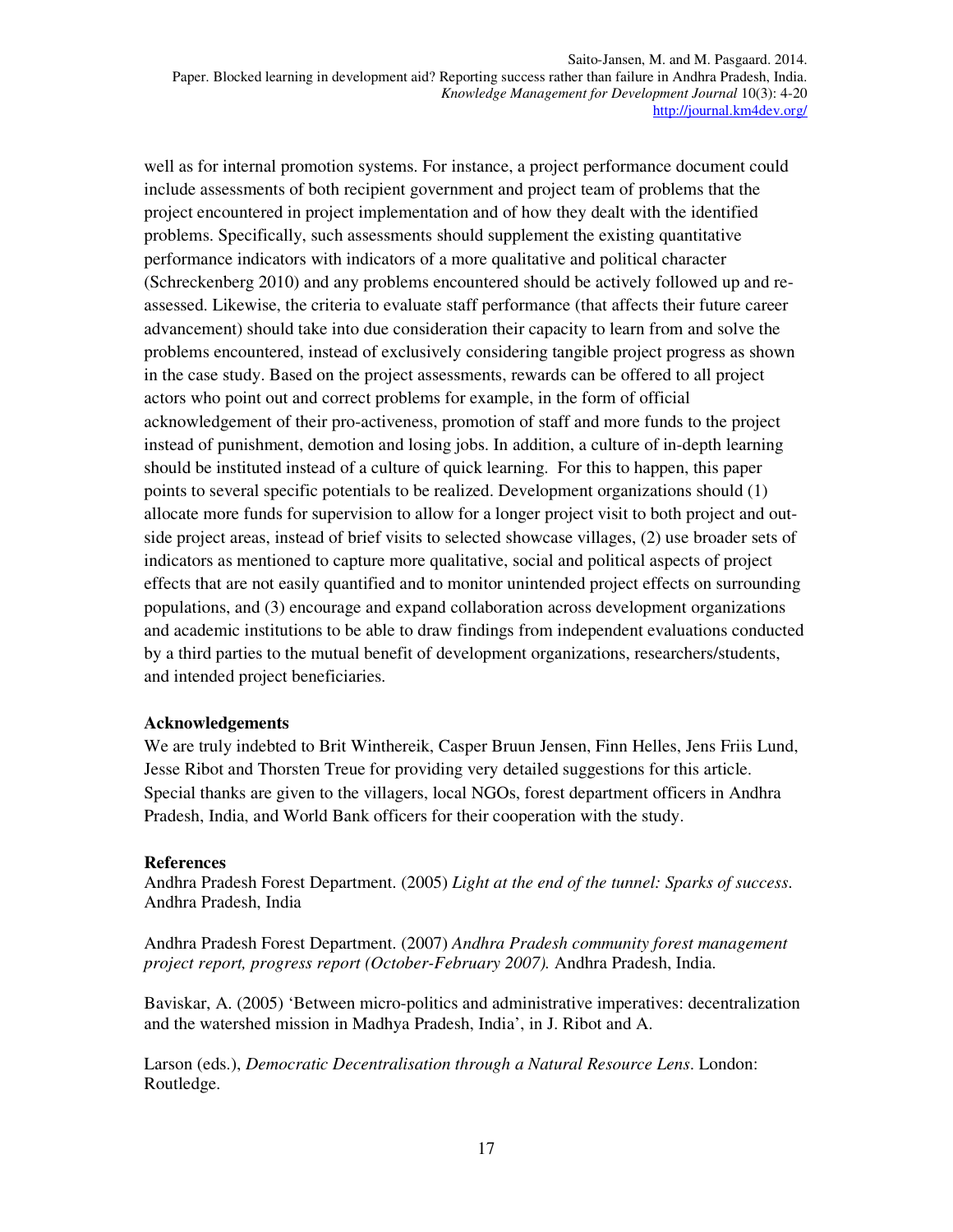well as for internal promotion systems. For instance, a project performance document could include assessments of both recipient government and project team of problems that the project encountered in project implementation and of how they dealt with the identified problems. Specifically, such assessments should supplement the existing quantitative performance indicators with indicators of a more qualitative and political character (Schreckenberg 2010) and any problems encountered should be actively followed up and re-assessed. Likewise, the criteria to evaluate staff performance (that affects their future career advancement) should take into due consideration their capacity to learn from and solve the problems encountered, instead of exclusively considering tangible project progress as shown in the case study. Based on the project assessments, rewards can be offered to all project actors who point out and correct problems for example, in the form of official acknowledgement of their pro-activeness, promotion of staff and more funds to the project instead of punishment, demotion and losing jobs. In addition, a culture of in-depth learning should be instituted instead of a culture of quick learning. For this to happen, this paper points to several specific potentials to be realized. Development organizations should (1) allocate more funds for supervision to allow for a longer project visit to both project and out-side project areas, instead of brief visits to selected showcase villages, (2) use broader sets of indicators as mentioned to capture more qualitative, social and political aspects of project effects that are not easily quantified and to monitor unintended project effects on surrounding populations, and (3) encourage and expand collaboration across development organizations and academic institutions to be able to draw findings from independent evaluations conducted by a third parties to the mutual benefit of development organizations, researchers/students, and intended project beneficiaries.

**Acknowledgements**

We are truly indebted to Brit Winthereik, Casper Bruun Jensen, Finn Helles, Jens Friis Lund, Jesse Ribot and Thorsten Treue for providing very detailed suggestions for this article. Special thanks are given to the villagers, local NGOs, forest department officers in Andhra Pradesh, India, and World Bank officers for their cooperation with the study.

**References**

Andhra Pradesh Forest Department. (2005) *Light at the end of the tunnel: Sparks of success*. Andhra Pradesh, India

Andhra Pradesh Forest Department. (2007) *Andhra Pradesh community forest management project report, progress report (October-February 2007).* Andhra Pradesh, India.

Baviskar, A. (2005) 'Between micro-politics and administrative imperatives: decentralization and the watershed mission in Madhya Pradesh, India', in J. Ribot and A.

Larson (eds.), *Democratic Decentralisation through a Natural Resource Lens*. London: Routledge.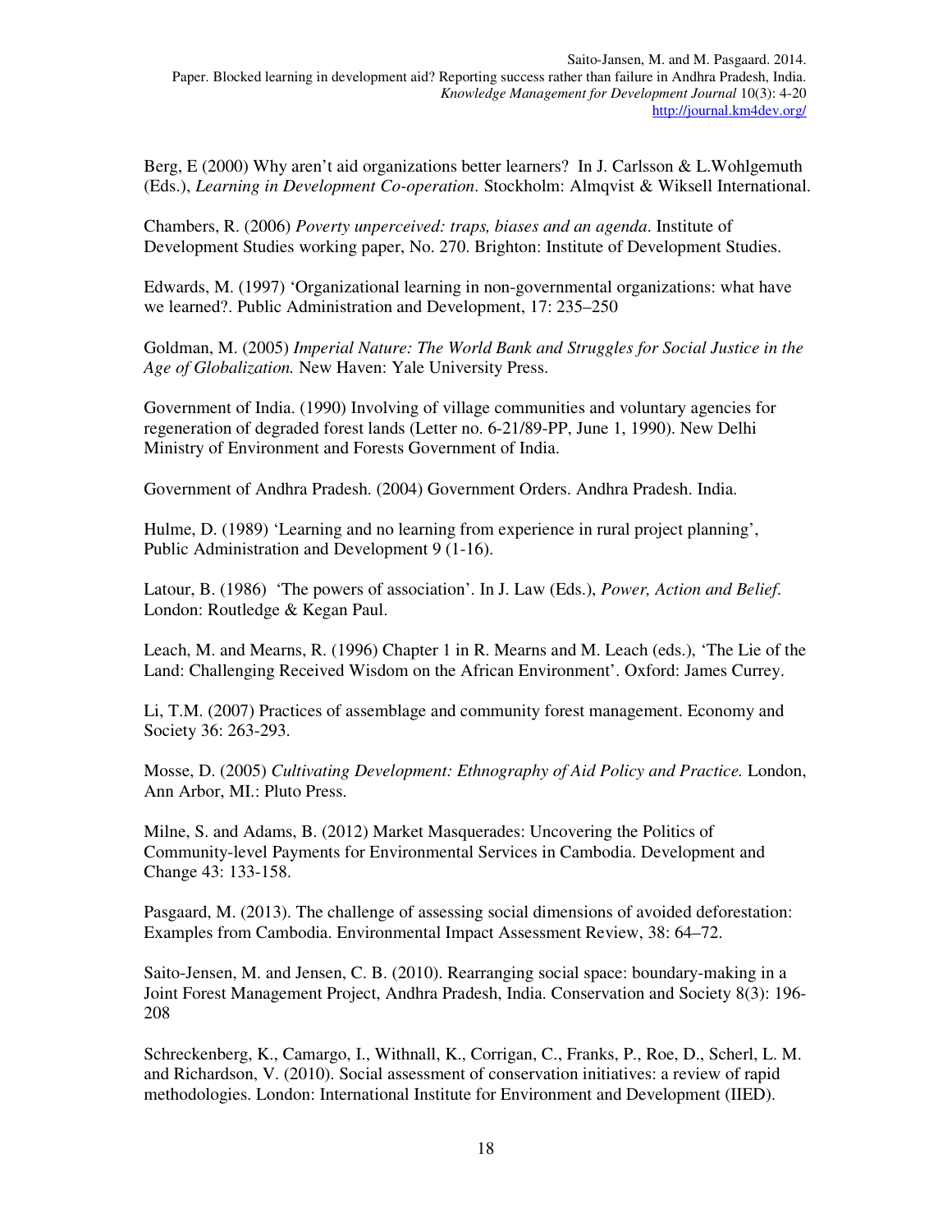Berg, E (2000) Why aren't aid organizations better learners? In J. Carlsson & L.Wohlgemuth (Eds.), *Learning in Development Co-operation*. Stockholm: Almqvist & Wiksell International.

Chambers, R. (2006) *Poverty unperceived: traps, biases and an agenda*. Institute of Development Studies working paper, No. 270. Brighton: Institute of Development Studies.

Edwards, M. (1997) 'Organizational learning in non-governmental organizations: what have we learned?. Public Administration and Development, 17: 235–250

Goldman, M. (2005) *Imperial Nature: The World Bank and Struggles for Social Justice in the Age of Globalization.* New Haven: Yale University Press.

Government of India. (1990) Involving of village communities and voluntary agencies for regeneration of degraded forest lands (Letter no. 6-21/89-PP, June 1, 1990). New Delhi Ministry of Environment and Forests Government of India.

Government of Andhra Pradesh. (2004) Government Orders. Andhra Pradesh. India.

Hulme, D. (1989) 'Learning and no learning from experience in rural project planning', Public Administration and Development 9 (1-16).

Latour, B. (1986) 'The powers of association'. In J. Law (Eds.), *Power, Action and Belief*. London: Routledge & Kegan Paul.

Leach, M. and Mearns, R. (1996) Chapter 1 in R. Mearns and M. Leach (eds.), 'The Lie of the Land: Challenging Received Wisdom on the African Environment'. Oxford: James Currey.

Li, T.M. (2007) Practices of assemblage and community forest management. Economy and Society 36: 263-293.

Mosse, D. (2005) *Cultivating Development: Ethnography of Aid Policy and Practice.* London, Ann Arbor, MI.: Pluto Press.

Milne, S. and Adams, B. (2012) Market Masquerades: Uncovering the Politics of Community-level Payments for Environmental Services in Cambodia. Development and Change 43: 133-158.

Pasgaard, M. (2013). The challenge of assessing social dimensions of avoided deforestation: Examples from Cambodia. Environmental Impact Assessment Review, 38: 64–72.

Saito-Jensen, M. and Jensen, C. B. (2010). Rearranging social space: boundary-making in a Joint Forest Management Project, Andhra Pradesh, India. Conservation and Society 8(3): 196-208

Schreckenberg, K., Camargo, I., Withnall, K., Corrigan, C., Franks, P., Roe, D., Scherl, L. M. and Richardson, V. (2010). Social assessment of conservation initiatives: a review of rapid methodologies. London: International Institute for Environment and Development (IIED).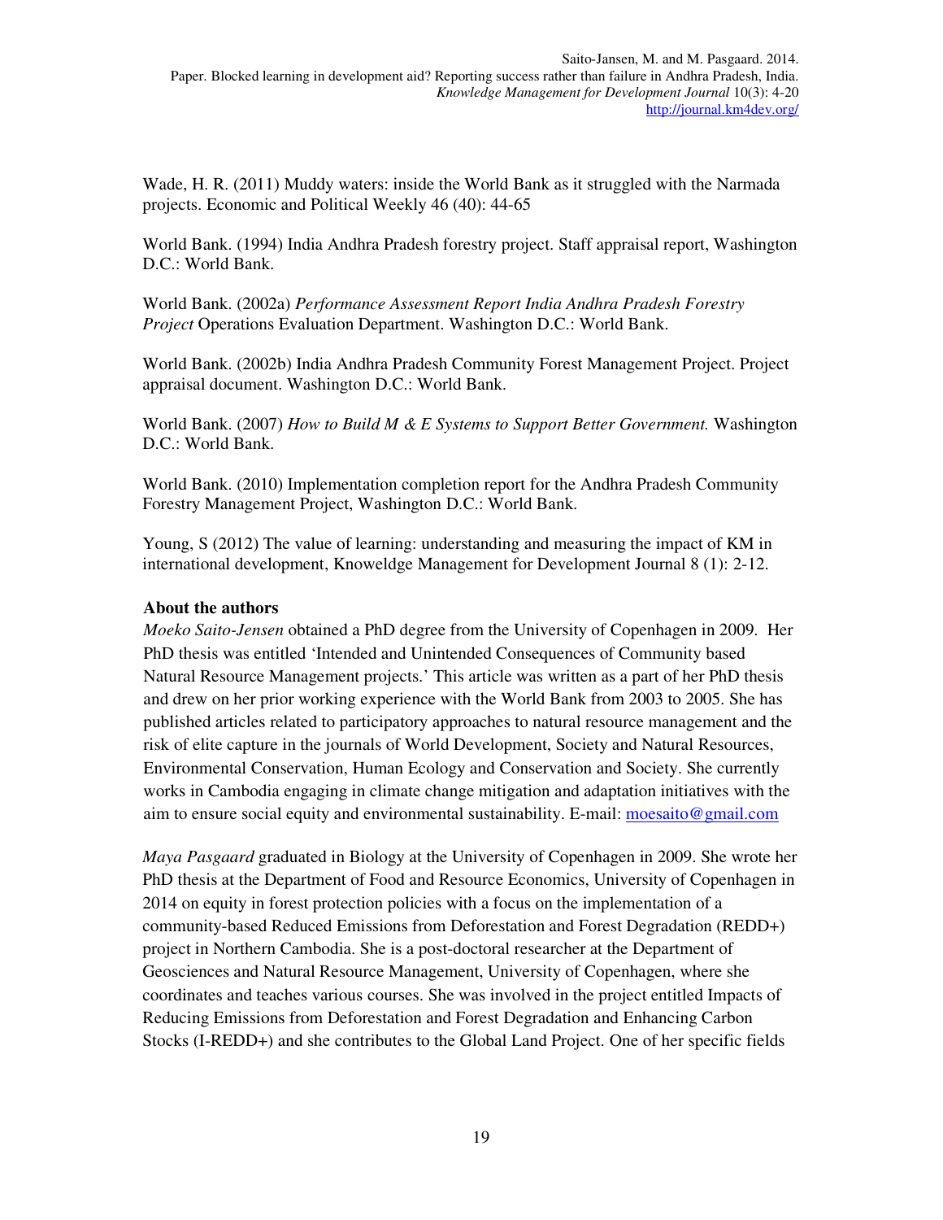Wade, H. R. (2011) Muddy waters: inside the World Bank as it struggled with the Narmada projects. Economic and Political Weekly 46 (40): 44-65

World Bank. (1994) India Andhra Pradesh forestry project. Staff appraisal report, Washington D.C.: World Bank.

World Bank. (2002a) *Performance Assessment Report India Andhra Pradesh Forestry Project* Operations Evaluation Department. Washington D.C.: World Bank.

World Bank. (2002b) India Andhra Pradesh Community Forest Management Project. Project appraisal document. Washington D.C.: World Bank.

World Bank. (2007) *How to Build M & E Systems to Support Better Government.* Washington D.C.: World Bank.

World Bank. (2010) Implementation completion report for the Andhra Pradesh Community Forestry Management Project, Washington D.C.: World Bank.

Young, S (2012) The value of learning: understanding and measuring the impact of KM in international development, Knoweldge Management for Development Journal 8 (1): 2-12.

**About the authors**

*Moeko Saito-Jensen* obtained a PhD degree from the University of Copenhagen in 2009. Her PhD thesis was entitled 'Intended and Unintended Consequences of Community based Natural Resource Management projects.' This article was written as a part of her PhD thesis and drew on her prior working experience with the World Bank from 2003 to 2005. She has published articles related to participatory approaches to natural resource management and the risk of elite capture in the journals of World Development, Society and Natural Resources, Environmental Conservation, Human Ecology and Conservation and Society. She currently works in Cambodia engaging in climate change mitigation and adaptation initiatives with the aim to ensure social equity and environmental sustainability. E-mail: moesaito@gmail.com

*Maya Pasgaard* graduated in Biology at the University of Copenhagen in 2009. She wrote her PhD thesis at the Department of Food and Resource Economics, University of Copenhagen in 2014 on equity in forest protection policies with a focus on the implementation of a community-based Reduced Emissions from Deforestation and Forest Degradation (REDD+) project in Northern Cambodia. She is a post-doctoral researcher at the Department of Geosciences and Natural Resource Management, University of Copenhagen, where she coordinates and teaches various courses. She was involved in the project entitled Impacts of Reducing Emissions from Deforestation and Forest Degradation and Enhancing Carbon Stocks (I-REDD+) and she contributes to the Global Land Project. One of her specific fields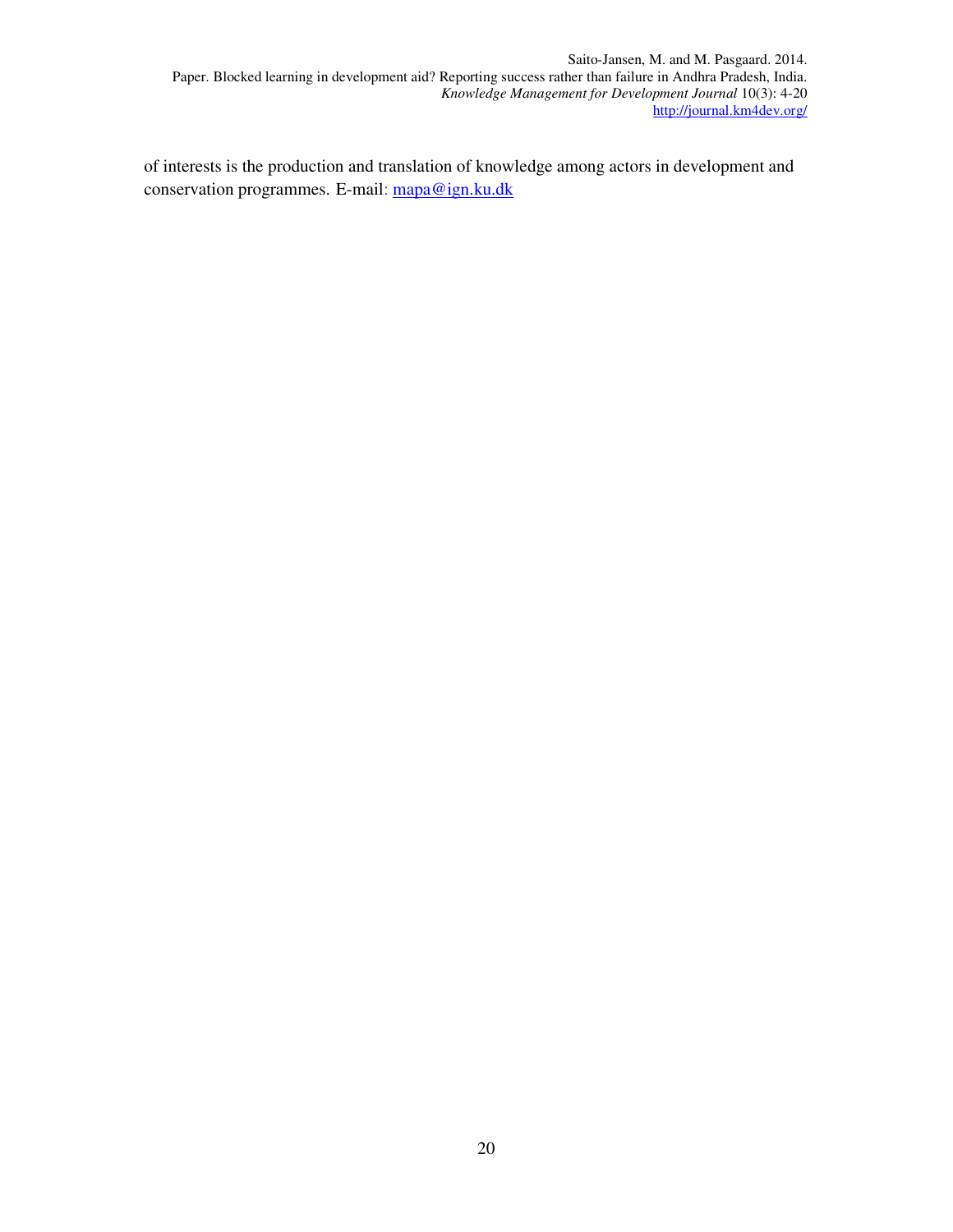of interests is the production and translation of knowledge among actors in development and conservation programmes. E-mail: mapa@ign.ku.dk